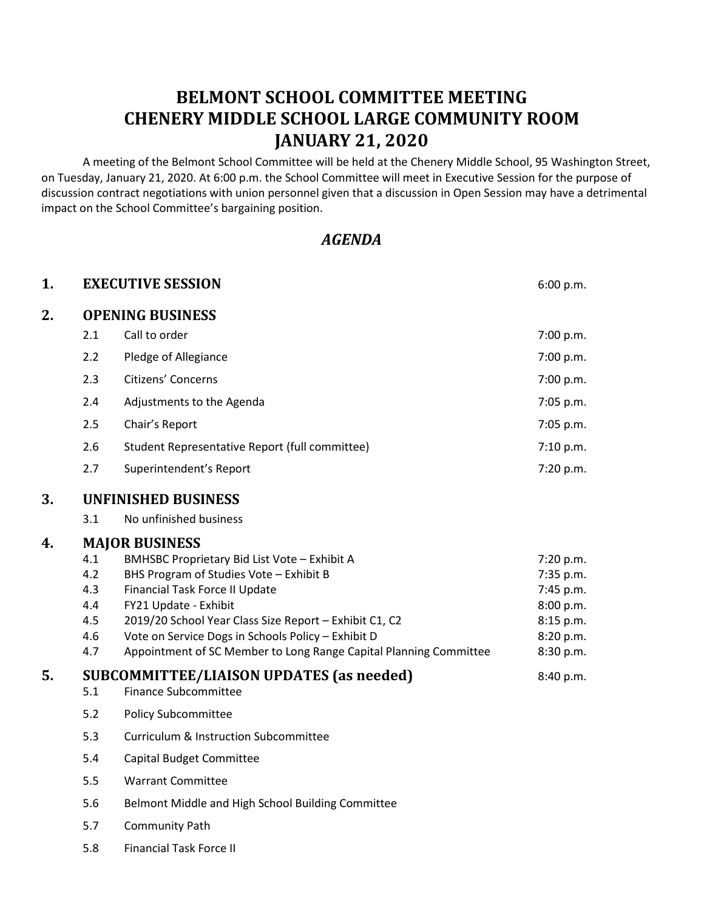# BELMONT SCHOOL COMMITTEE MEETING
# CHENERY MIDDLE SCHOOL LARGE COMMUNITY ROOM
# JANUARY 21, 2020

A meeting of the Belmont School Committee will be held at the Chenery Middle School, 95 Washington Street, on Tuesday, January 21, 2020. At 6:00 p.m. the School Committee will meet in Executive Session for the purpose of discussion contract negotiations with union personnel given that a discussion in Open Session may have a detrimental impact on the School Committee's bargaining position.

## *AGENDA*

| | | | |
|---|---|---|---|
| **1.** | **EXECUTIVE SESSION** | | 6:00 p.m. |
| **2.** | **OPENING BUSINESS** | | |
| | 2.1 | Call to order | 7:00 p.m. |
| | 2.2 | Pledge of Allegiance | 7:00 p.m. |
| | 2.3 | Citizens' Concerns | 7:00 p.m. |
| | 2.4 | Adjustments to the Agenda | 7:05 p.m. |
| | 2.5 | Chair's Report | 7:05 p.m. |
| | 2.6 | Student Representative Report (full committee) | 7:10 p.m. |
| | 2.7 | Superintendent's Report | 7:20 p.m. |
| **3.** | **UNFINISHED BUSINESS** | | |
| | 3.1 | No unfinished business | |
| **4.** | **MAJOR BUSINESS** | | |
| | 4.1 | BMHSBC Proprietary Bid List Vote – Exhibit A | 7:20 p.m. |
| | 4.2 | BHS Program of Studies Vote – Exhibit B | 7:35 p.m. |
| | 4.3 | Financial Task Force II Update | 7:45 p.m. |
| | 4.4 | FY21 Update - Exhibit | 8:00 p.m. |
| | 4.5 | 2019/20 School Year Class Size Report – Exhibit C1, C2 | 8:15 p.m. |
| | 4.6 | Vote on Service Dogs in Schools Policy – Exhibit D | 8:20 p.m. |
| | 4.7 | Appointment of SC Member to Long Range Capital Planning Committee | 8:30 p.m. |
| **5.** | **SUBCOMMITTEE/LIAISON UPDATES (as needed)** | | 8:40 p.m. |
| | 5.1 | Finance Subcommittee | |
| | 5.2 | Policy Subcommittee | |
| | 5.3 | Curriculum & Instruction Subcommittee | |
| | 5.4 | Capital Budget Committee | |
| | 5.5 | Warrant Committee | |
| | 5.6 | Belmont Middle and High School Building Committee | |
| | 5.7 | Community Path | |
| | 5.8 | Financial Task Force II | |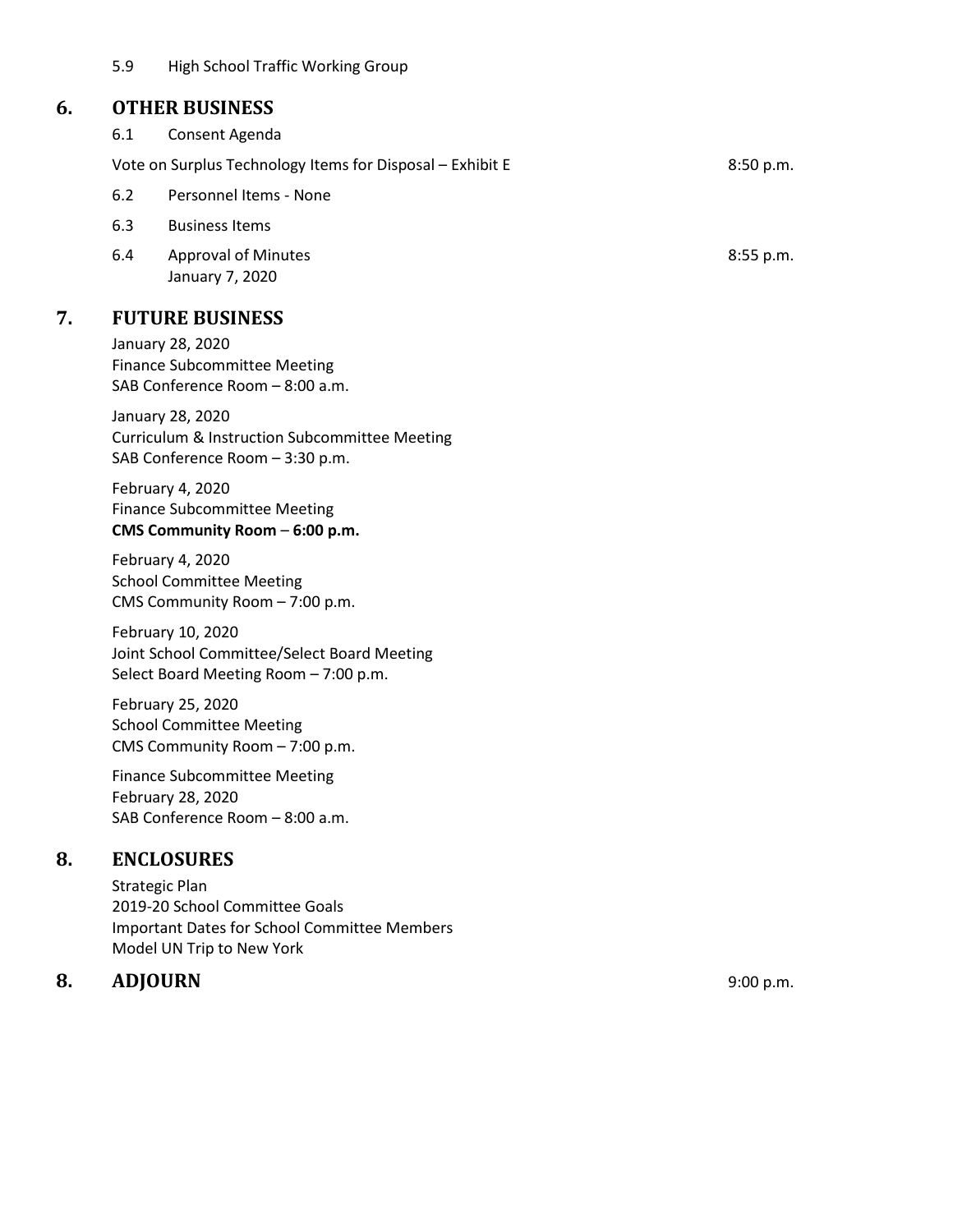5.9 High School Traffic Working Group

## 6. OTHER BUSINESS

6.1 Consent Agenda

Vote on Surplus Technology Items for Disposal – Exhibit E 8:50 p.m.

6.2 Personnel Items - None

6.3 Business Items

6.4 Approval of Minutes 8:55 p.m.
January 7, 2020

## 7. FUTURE BUSINESS

January 28, 2020
Finance Subcommittee Meeting
SAB Conference Room – 8:00 a.m.

January 28, 2020
Curriculum & Instruction Subcommittee Meeting
SAB Conference Room – 3:30 p.m.

February 4, 2020
Finance Subcommittee Meeting
**CMS Community Room** – **6:00 p.m.**

February 4, 2020
School Committee Meeting
CMS Community Room – 7:00 p.m.

February 10, 2020
Joint School Committee/Select Board Meeting
Select Board Meeting Room – 7:00 p.m.

February 25, 2020
School Committee Meeting
CMS Community Room – 7:00 p.m.

Finance Subcommittee Meeting
February 28, 2020
SAB Conference Room – 8:00 a.m.

## 8. ENCLOSURES

Strategic Plan
2019-20 School Committee Goals
Important Dates for School Committee Members
Model UN Trip to New York

## 8. ADJOURN 9:00 p.m.